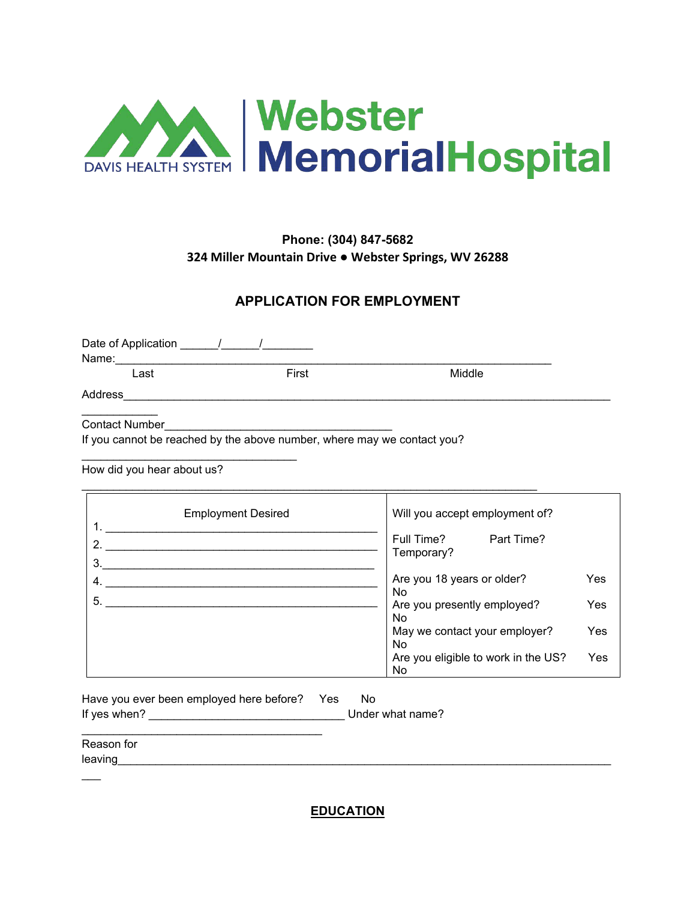DAVIS HEALTH SYSTEM | Webster Memorial Hospital

**Phone: (304) 847-5682**
**324 Miller Mountain Drive ● Webster Springs, WV 26288**

## APPLICATION FOR EMPLOYMENT

Date of Application ______/______/________

Name:________________________________________________________________________
Last First Middle

Address________________________________________________________________________________
____________

Contact Number_____________________________________

If you cannot be reached by the above number, where may we contact you?
__________________________________

How did you hear about us?
________________________________________________________________________

| Employment Desired | Will you accept employment of? |
|---|---|
| 1. ____________________________________________ | Full Time? Part Time? Temporary? |
| 2. ____________________________________________ | Are you 18 years or older? Yes No |
| 3. ____________________________________________ | Are you presently employed? Yes No |
| 4. ____________________________________________ | May we contact your employer? Yes No |
| 5. ____________________________________________ | Are you eligible to work in the US? Yes No |

Have you ever been employed here before? Yes No

If yes when? _______________________________ Under what name?
______________________________________

Reason for leaving_______________________________________________________________________________
___

## EDUCATION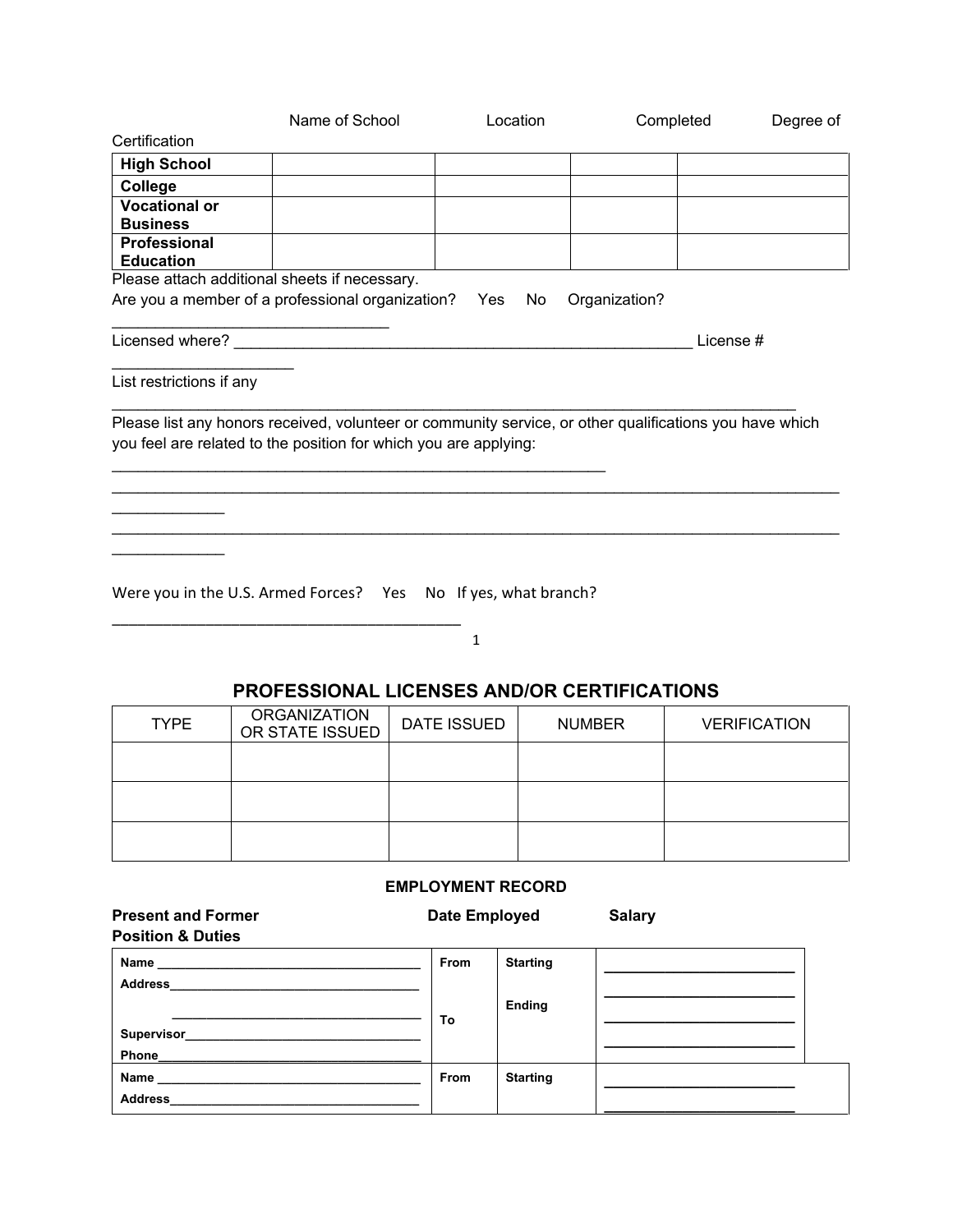| | Name of School | Location | Completed | Degree of Certification |
|---|---|---|---|---|
| **High School** | | | | |
| **College** | | | | |
| **Vocational or Business** | | | | |
| **Professional Education** | | | | |

Please attach additional sheets if necessary.

Are you a member of a professional organization? Yes No Organization? ________________________________

Licensed where? _______________________________________________________ License # ____________________

List restrictions if any _________________________________________________________________________

Please list any honors received, volunteer or community service, or other qualifications you have which you feel are related to the position for which you are applying:

___________________________________________________________

_________________________________________________________________________________________

_________________________________________________________________________________________

Were you in the U.S. Armed Forces? Yes No If yes, what branch? ________________________________________

## PROFESSIONAL LICENSES AND/OR CERTIFICATIONS

| TYPE | ORGANIZATION OR STATE ISSUED | DATE ISSUED | NUMBER | VERIFICATION |
|---|---|---|---|---|
| | | | | |
| | | | | |
| | | | | |

### EMPLOYMENT RECORD

| **Present and Former Position & Duties** | **Date Employed** | | **Salary** |
|---|---|---|---|
| **Name** ________________________ **Address** ________________________ ________________________ **Supervisor** ________________________ **Phone** ________________________ | **From** **To** | **Starting** **Ending** | ________________________ ________________________ ________________________ ________________________ |
| **Name** ________________________ **Address** ________________________ | **From** | **Starting** | ________________________ ________________________ |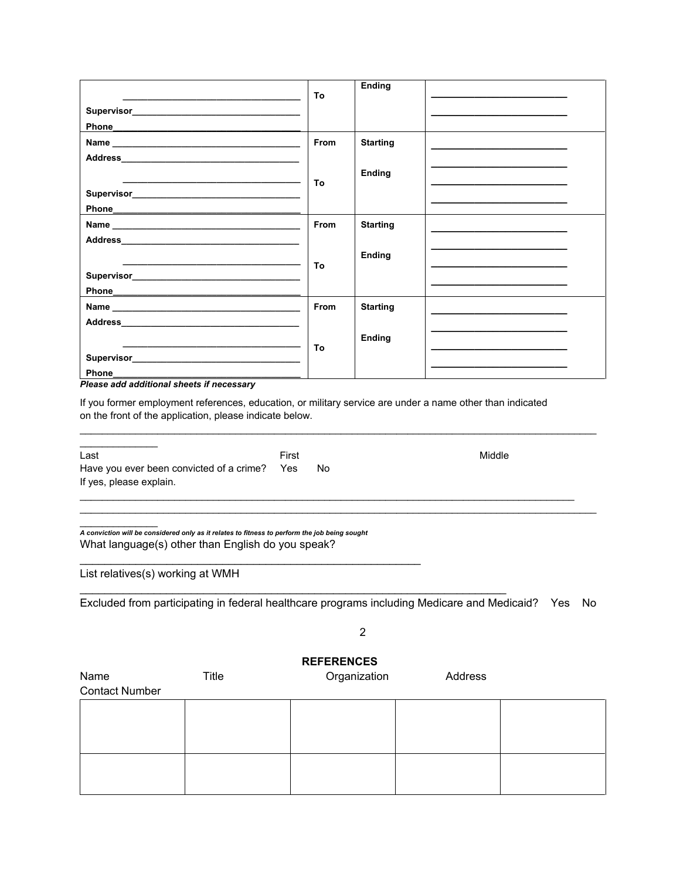| | | | |
|---|---|---|---|
| \_\_\_\_\_\_\_\_\_\_\_\_\_\_\_\_\_\_\_\_ **Supervisor**\_\_\_\_\_\_\_\_\_\_\_\_\_\_\_\_\_\_\_\_ **Phone**\_\_\_\_\_\_\_\_\_\_\_\_\_\_\_\_\_\_\_\_ | **To** | **Ending** | \_\_\_\_\_\_\_\_\_\_\_\_\_\_\_\_ \_\_\_\_\_\_\_\_\_\_\_\_\_\_\_\_ |
| **Name** \_\_\_\_\_\_\_\_\_\_\_\_\_\_\_\_\_\_\_\_ **Address**\_\_\_\_\_\_\_\_\_\_\_\_\_\_\_\_\_\_\_\_ \_\_\_\_\_\_\_\_\_\_\_\_\_\_\_\_\_\_\_\_ **Supervisor**\_\_\_\_\_\_\_\_\_\_\_\_\_\_\_\_\_\_\_\_ **Phone**\_\_\_\_\_\_\_\_\_\_\_\_\_\_\_\_\_\_\_\_ | **From** **To** | **Starting** **Ending** | \_\_\_\_\_\_\_\_\_\_\_\_\_\_\_\_ \_\_\_\_\_\_\_\_\_\_\_\_\_\_\_\_ \_\_\_\_\_\_\_\_\_\_\_\_\_\_\_\_ \_\_\_\_\_\_\_\_\_\_\_\_\_\_\_\_ |
| **Name** \_\_\_\_\_\_\_\_\_\_\_\_\_\_\_\_\_\_\_\_ **Address**\_\_\_\_\_\_\_\_\_\_\_\_\_\_\_\_\_\_\_\_ \_\_\_\_\_\_\_\_\_\_\_\_\_\_\_\_\_\_\_\_ **Supervisor**\_\_\_\_\_\_\_\_\_\_\_\_\_\_\_\_\_\_\_\_ **Phone**\_\_\_\_\_\_\_\_\_\_\_\_\_\_\_\_\_\_\_\_ | **From** **To** | **Starting** **Ending** | \_\_\_\_\_\_\_\_\_\_\_\_\_\_\_\_ \_\_\_\_\_\_\_\_\_\_\_\_\_\_\_\_ \_\_\_\_\_\_\_\_\_\_\_\_\_\_\_\_ \_\_\_\_\_\_\_\_\_\_\_\_\_\_\_\_ |
| **Name** \_\_\_\_\_\_\_\_\_\_\_\_\_\_\_\_\_\_\_\_ **Address**\_\_\_\_\_\_\_\_\_\_\_\_\_\_\_\_\_\_\_\_ \_\_\_\_\_\_\_\_\_\_\_\_\_\_\_\_\_\_\_\_ **Supervisor**\_\_\_\_\_\_\_\_\_\_\_\_\_\_\_\_\_\_\_\_ **Phone**\_\_\_\_\_\_\_\_\_\_\_\_\_\_\_\_\_\_\_\_ | **From** **To** | **Starting** **Ending** | \_\_\_\_\_\_\_\_\_\_\_\_\_\_\_\_ \_\_\_\_\_\_\_\_\_\_\_\_\_\_\_\_ \_\_\_\_\_\_\_\_\_\_\_\_\_\_\_\_ \_\_\_\_\_\_\_\_\_\_\_\_\_\_\_\_ |

***Please add additional sheets if necessary***

If you former employment references, education, or military service are under a name other than indicated on the front of the application, please indicate below.

\_\_\_\_\_\_\_\_\_\_\_\_\_\_\_\_\_\_\_\_\_\_\_\_\_\_\_\_\_\_\_\_\_\_\_\_\_\_\_\_\_\_\_\_\_\_\_\_\_\_\_\_\_\_\_\_\_\_\_\_\_\_\_\_\_\_\_\_\_\_\_\_\_\_\_\_\_\_

Last First Middle

Have you ever been convicted of a crime? Yes No

If yes, please explain.

\_\_\_\_\_\_\_\_\_\_\_\_\_\_\_\_\_\_\_\_\_\_\_\_\_\_\_\_\_\_\_\_\_\_\_\_\_\_\_\_\_\_\_\_\_\_\_\_\_\_\_\_\_\_\_\_\_\_\_\_\_\_\_\_\_\_\_\_\_\_\_\_\_\_\_\_\_\_

\_\_\_\_\_\_\_\_\_\_\_\_\_\_\_\_\_\_\_\_\_\_\_\_\_\_\_\_\_\_\_\_\_\_\_\_\_\_\_\_\_\_\_\_\_\_\_\_\_\_\_\_\_\_\_\_\_\_\_\_\_\_\_\_\_\_\_\_\_\_\_\_\_\_\_\_\_\_

***A conviction will be considered only as it relates to fitness to perform the job being sought***

What language(s) other than English do you speak?

\_\_\_\_\_\_\_\_\_\_\_\_\_\_\_\_\_\_\_\_\_\_\_\_\_\_\_\_\_\_\_\_\_\_\_\_\_\_\_\_\_\_\_\_\_\_\_\_

List relatives(s) working at WMH

\_\_\_\_\_\_\_\_\_\_\_\_\_\_\_\_\_\_\_\_\_\_\_\_\_\_\_\_\_\_\_\_\_\_\_\_\_\_\_\_\_\_\_\_\_\_\_\_\_\_\_\_\_\_\_\_\_\_\_\_

Excluded from participating in federal healthcare programs including Medicare and Medicaid? Yes No

## REFERENCES

| Name | Title | Organization | Address | Contact Number |
|---|---|---|---|---|
| | | | | |
| | | | | |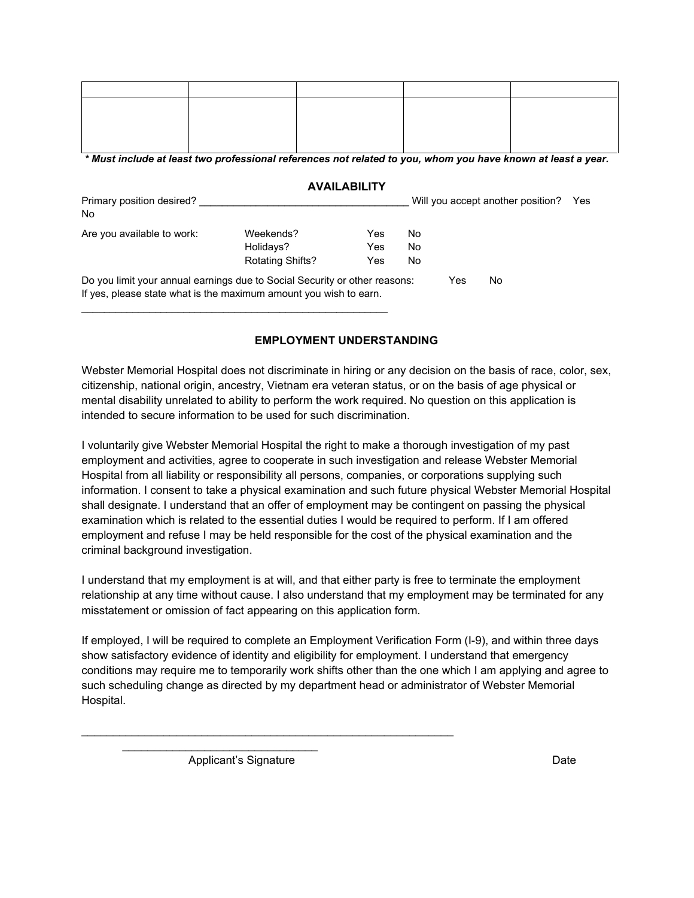| | | | | |
|---|---|---|---|---|
| | | | | |

***\* Must include at least two professional references not related to you, whom you have known at least a year.***

## AVAILABILITY

Primary position desired? ____________________________________ Will you accept another position? Yes No

| Are you available to work: | | | |
|---|---|---|---|
| | Weekends? | Yes | No |
| | Holidays? | Yes | No |
| | Rotating Shifts? | Yes | No |

Do you limit your annual earnings due to Social Security or other reasons: Yes No
If yes, please state what is the maximum amount you wish to earn.

_____________________________________________________

## EMPLOYMENT UNDERSTANDING

Webster Memorial Hospital does not discriminate in hiring or any decision on the basis of race, color, sex, citizenship, national origin, ancestry, Vietnam era veteran status, or on the basis of age physical or mental disability unrelated to ability to perform the work required. No question on this application is intended to secure information to be used for such discrimination.

I voluntarily give Webster Memorial Hospital the right to make a thorough investigation of my past employment and activities, agree to cooperate in such investigation and release Webster Memorial Hospital from all liability or responsibility all persons, companies, or corporations supplying such information. I consent to take a physical examination and such future physical Webster Memorial Hospital shall designate. I understand that an offer of employment may be contingent on passing the physical examination which is related to the essential duties I would be required to perform. If I am offered employment and refuse I may be held responsible for the cost of the physical examination and the criminal background investigation.

I understand that my employment is at will, and that either party is free to terminate the employment relationship at any time without cause. I also understand that my employment may be terminated for any misstatement or omission of fact appearing on this application form.

If employed, I will be required to complete an Employment Verification Form (I-9), and within three days show satisfactory evidence of identity and eligibility for employment. I understand that emergency conditions may require me to temporarily work shifts other than the one which I am applying and agree to such scheduling change as directed by my department head or administrator of Webster Memorial Hospital.

_________________________________________________________________

_________________________________

Applicant's Signature                                                                                    Date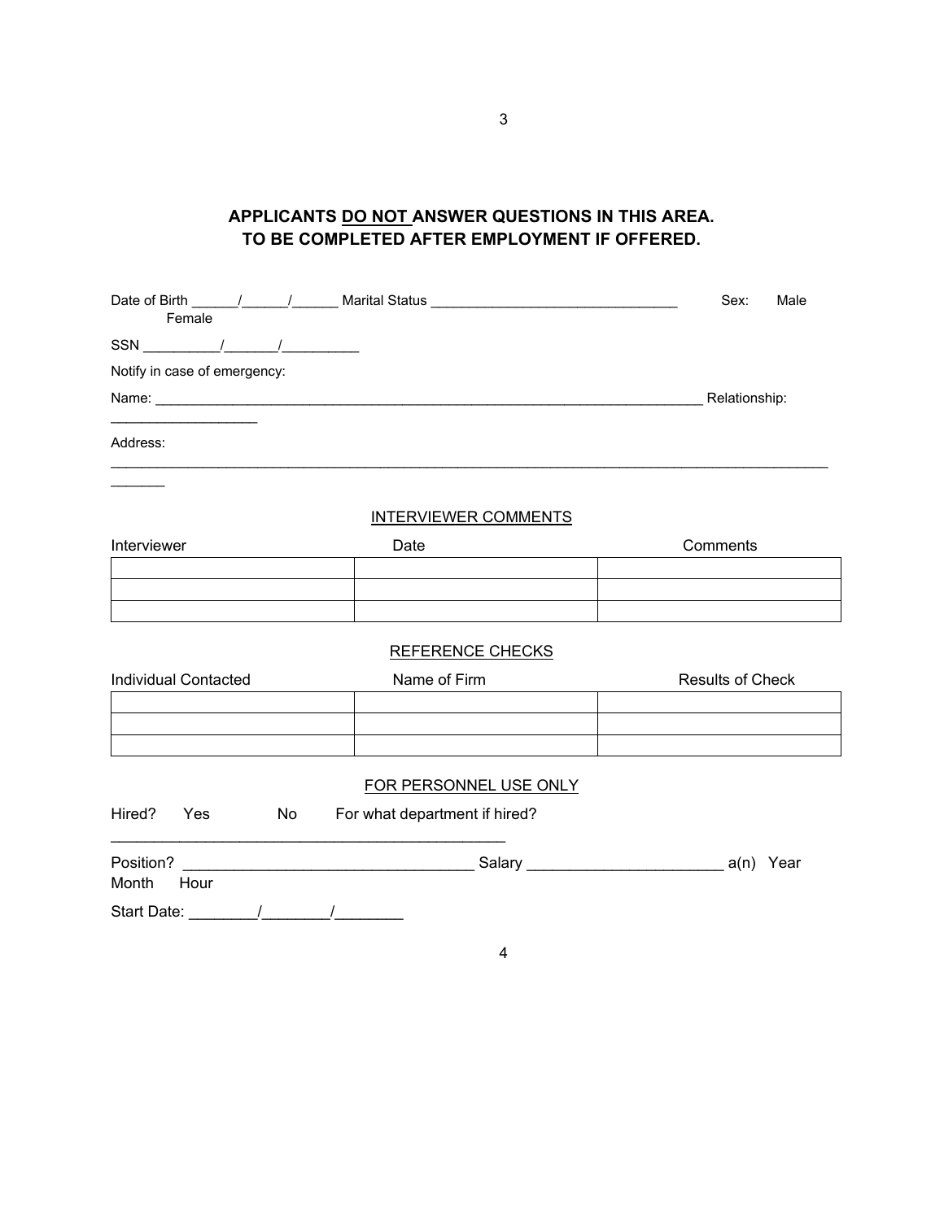**APPLICANTS DO NOT ANSWER QUESTIONS IN THIS AREA.**
**TO BE COMPLETED AFTER EMPLOYMENT IF OFFERED.**

Date of Birth ______/______/______ Marital Status _______________________________ Sex: Male Female

SSN __________/_______/__________

Notify in case of emergency:

Name: ___________________________________________________________________________ Relationship: ___________________

Address: ____________________________________________________________________________________________

INTERVIEWER COMMENTS

| Interviewer | Date | Comments |
|---|---|---|
| | | |
| | | |
| | | |

REFERENCE CHECKS

| Individual Contacted | Name of Firm | Results of Check |
|---|---|---|
| | | |
| | | |
| | | |

FOR PERSONNEL USE ONLY

Hired? Yes No For what department if hired? ______________________________________________

Position? _________________________________ Salary ______________________ a(n) Year Month Hour

Start Date: ________/________/________